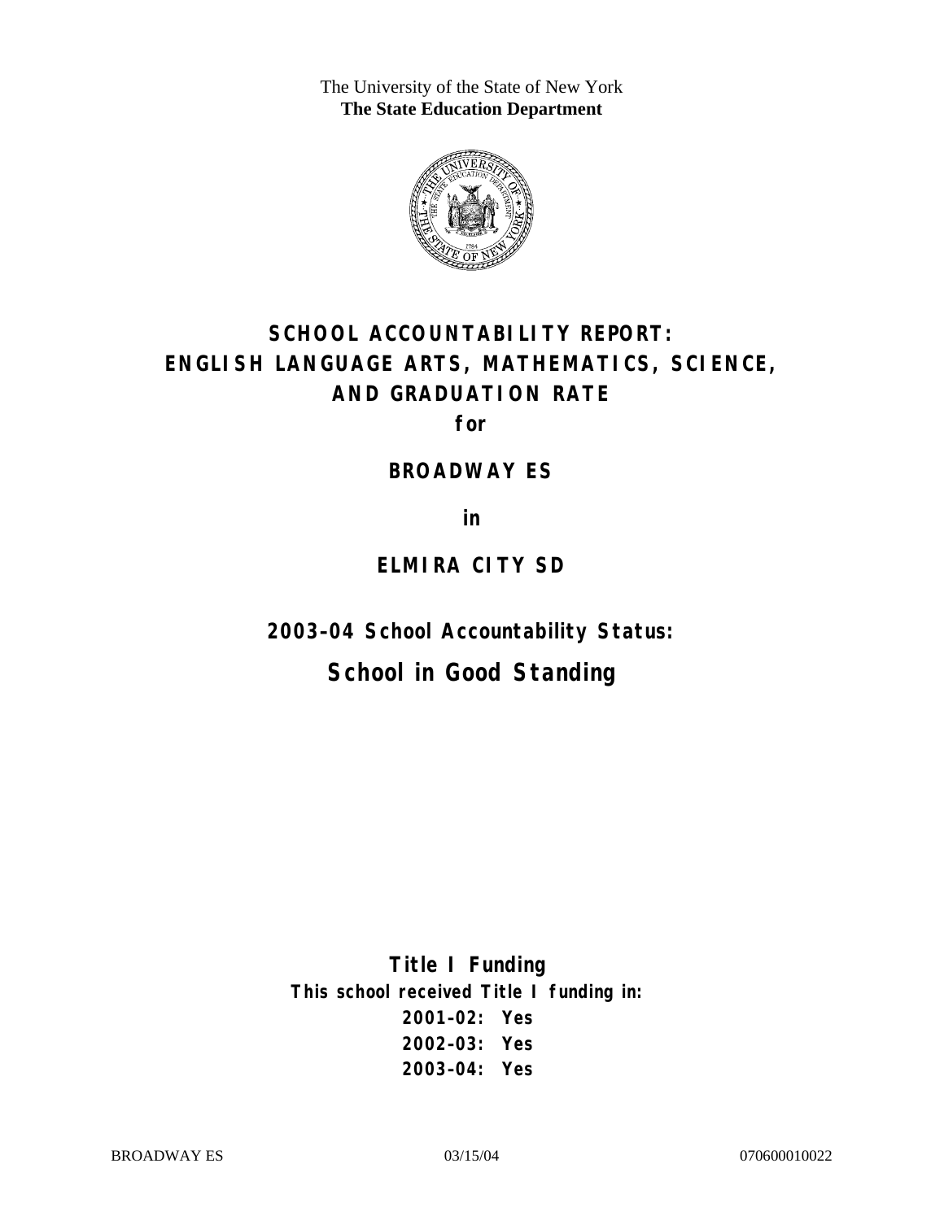The University of the State of New York
**The State Education Department**

# SCHOOL ACCOUNTABILITY REPORT: ENGLISH LANGUAGE ARTS, MATHEMATICS, SCIENCE, AND GRADUATION RATE

**for**

## BROADWAY ES

**in**

## ELMIRA CITY SD

### 2003–04 School Accountability Status:

## School in Good Standing

**Title I Funding**

**This school received Title I funding in:**

**2001–02: Yes**
**2002–03: Yes**
**2003–04: Yes**

BROADWAY ES 03/15/04 070600010022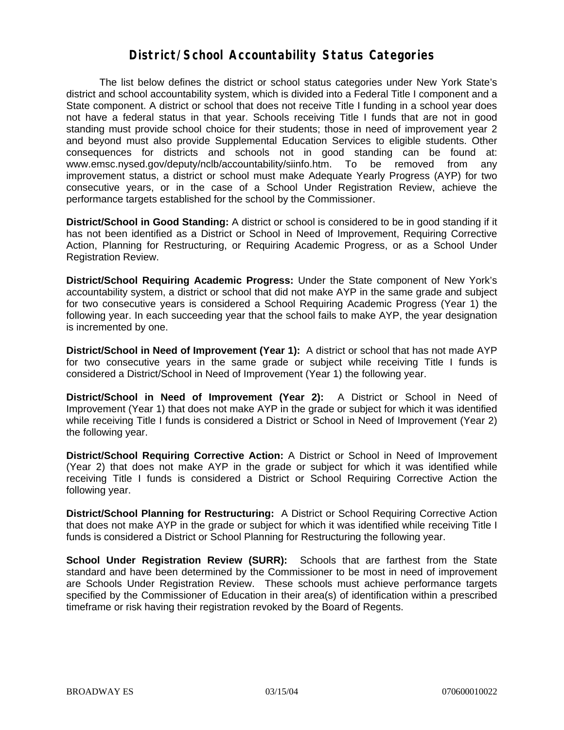# District/School Accountability Status Categories

The list below defines the district or school status categories under New York State's district and school accountability system, which is divided into a Federal Title I component and a State component. A district or school that does not receive Title I funding in a school year does not have a federal status in that year. Schools receiving Title I funds that are not in good standing must provide school choice for their students; those in need of improvement year 2 and beyond must also provide Supplemental Education Services to eligible students. Other consequences for districts and schools not in good standing can be found at: www.emsc.nysed.gov/deputy/nclb/accountability/siinfo.htm. To be removed from any improvement status, a district or school must make Adequate Yearly Progress (AYP) for two consecutive years, or in the case of a School Under Registration Review, achieve the performance targets established for the school by the Commissioner.

**District/School in Good Standing:** A district or school is considered to be in good standing if it has not been identified as a District or School in Need of Improvement, Requiring Corrective Action, Planning for Restructuring, or Requiring Academic Progress, or as a School Under Registration Review.

**District/School Requiring Academic Progress:** Under the State component of New York's accountability system, a district or school that did not make AYP in the same grade and subject for two consecutive years is considered a School Requiring Academic Progress (Year 1) the following year. In each succeeding year that the school fails to make AYP, the year designation is incremented by one.

**District/School in Need of Improvement (Year 1):** A district or school that has not made AYP for two consecutive years in the same grade or subject while receiving Title I funds is considered a District/School in Need of Improvement (Year 1) the following year.

**District/School in Need of Improvement (Year 2):** A District or School in Need of Improvement (Year 1) that does not make AYP in the grade or subject for which it was identified while receiving Title I funds is considered a District or School in Need of Improvement (Year 2) the following year.

**District/School Requiring Corrective Action:** A District or School in Need of Improvement (Year 2) that does not make AYP in the grade or subject for which it was identified while receiving Title I funds is considered a District or School Requiring Corrective Action the following year.

**District/School Planning for Restructuring:** A District or School Requiring Corrective Action that does not make AYP in the grade or subject for which it was identified while receiving Title I funds is considered a District or School Planning for Restructuring the following year.

**School Under Registration Review (SURR):** Schools that are farthest from the State standard and have been determined by the Commissioner to be most in need of improvement are Schools Under Registration Review. These schools must achieve performance targets specified by the Commissioner of Education in their area(s) of identification within a prescribed timeframe or risk having their registration revoked by the Board of Regents.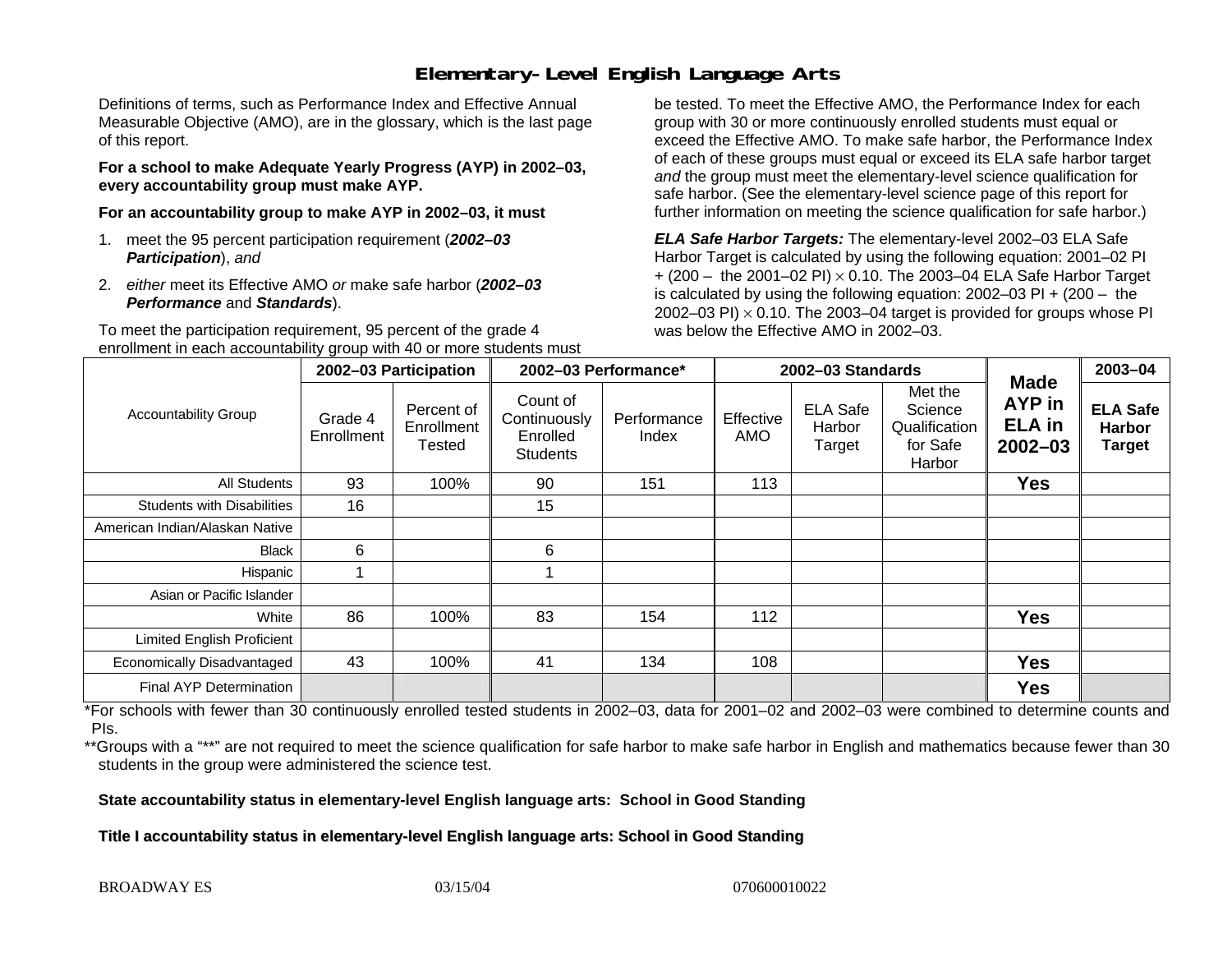# Elementary-Level English Language Arts

Definitions of terms, such as Performance Index and Effective Annual Measurable Objective (AMO), are in the glossary, which is the last page of this report.

**For a school to make Adequate Yearly Progress (AYP) in 2002–03, every accountability group must make AYP.**

**For an accountability group to make AYP in 2002–03, it must**

1. meet the 95 percent participation requirement (***2002–03 Participation***), *and*
2. *either* meet its Effective AMO *or* make safe harbor (***2002–03 Performance*** and ***Standards***).

To meet the participation requirement, 95 percent of the grade 4 enrollment in each accountability group with 40 or more students must be tested. To meet the Effective AMO, the Performance Index for each group with 30 or more continuously enrolled students must equal or exceed the Effective AMO. To make safe harbor, the Performance Index of each of these groups must equal or exceed its ELA safe harbor target *and* the group must meet the elementary-level science qualification for safe harbor. (See the elementary-level science page of this report for further information on meeting the science qualification for safe harbor.)

***ELA Safe Harbor Targets:*** The elementary-level 2002–03 ELA Safe Harbor Target is calculated by using the following equation: 2001–02 PI + (200 – the 2001–02 PI) × 0.10. The 2003–04 ELA Safe Harbor Target is calculated by using the following equation: 2002–03 PI + (200 – the 2002–03 PI) × 0.10. The 2003–04 target is provided for groups whose PI was below the Effective AMO in 2002–03.

| Accountability Group | 2002–03 Participation | | 2002–03 Performance* | | 2002–03 Standards | | | Made AYP in ELA in 2002–03 | 2003–04 |
|---|---|---|---|---|---|---|---|---|---|
| | Grade 4 Enrollment | Percent of Enrollment Tested | Count of Continuously Enrolled Students | Performance Index | Effective AMO | ELA Safe Harbor Target | Met the Science Qualification for Safe Harbor | | ELA Safe Harbor Target |
| All Students | 93 | 100% | 90 | 151 | 113 | | | Yes | |
| Students with Disabilities | 16 | | 15 | | | | | | |
| American Indian/Alaskan Native | | | | | | | | | |
| Black | 6 | | 6 | | | | | | |
| Hispanic | 1 | | 1 | | | | | | |
| Asian or Pacific Islander | | | | | | | | | |
| White | 86 | 100% | 83 | 154 | 112 | | | Yes | |
| Limited English Proficient | | | | | | | | | |
| Economically Disadvantaged | 43 | 100% | 41 | 134 | 108 | | | Yes | |
| Final AYP Determination | | | | | | | | Yes | |

*For schools with fewer than 30 continuously enrolled tested students in 2002–03, data for 2001–02 and 2002–03 were combined to determine counts and PIs.

**Groups with a "**" are not required to meet the science qualification for safe harbor to make safe harbor in English and mathematics because fewer than 30 students in the group were administered the science test.

**State accountability status in elementary-level English language arts: School in Good Standing**

**Title I accountability status in elementary-level English language arts: School in Good Standing**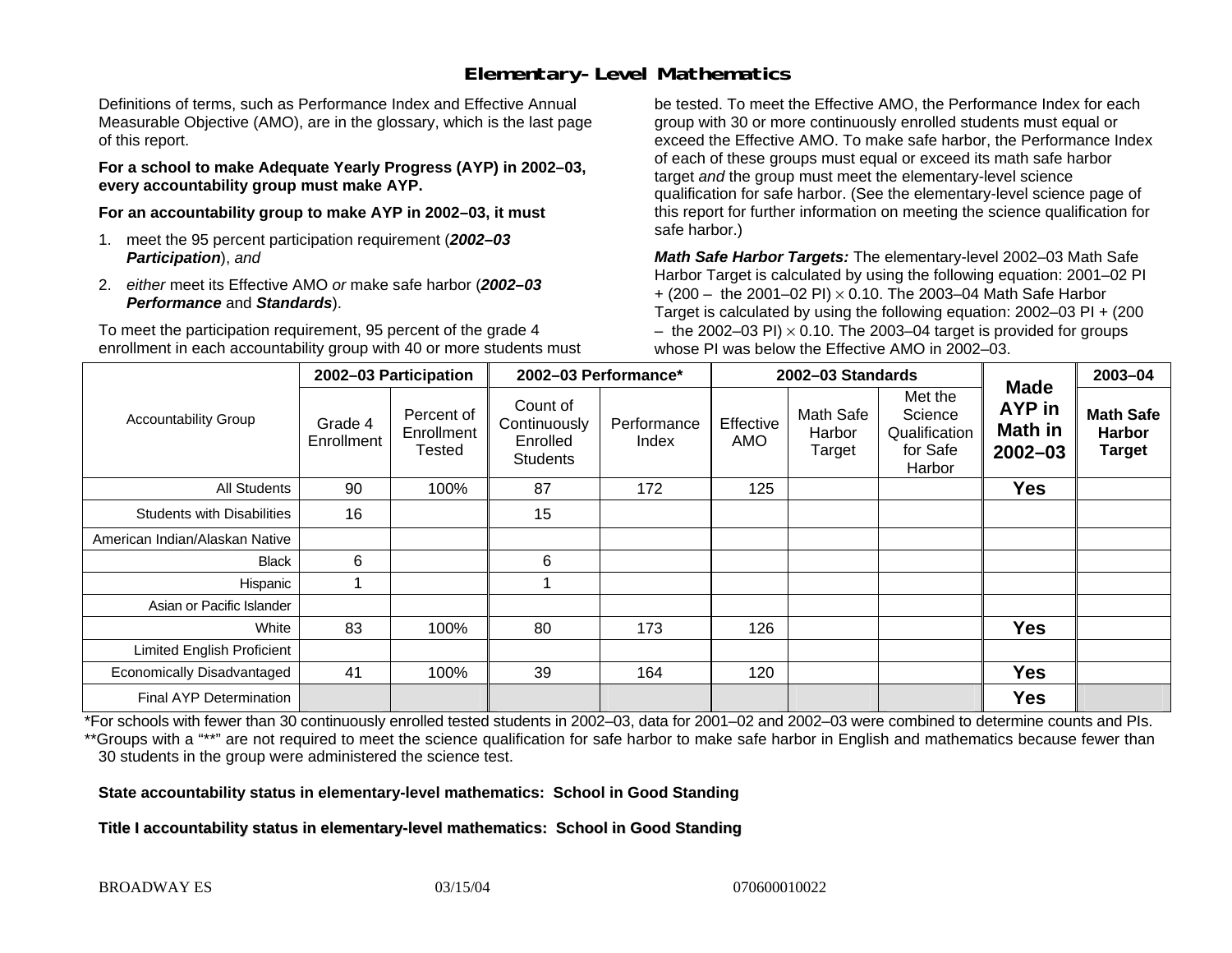# Elementary-Level Mathematics

Definitions of terms, such as Performance Index and Effective Annual Measurable Objective (AMO), are in the glossary, which is the last page of this report.

**For a school to make Adequate Yearly Progress (AYP) in 2002–03, every accountability group must make AYP.**

**For an accountability group to make AYP in 2002–03, it must**

1. meet the 95 percent participation requirement (***2002–03 Participation***), *and*
2. *either* meet its Effective AMO *or* make safe harbor (***2002–03 Performance*** and ***Standards***).

To meet the participation requirement, 95 percent of the grade 4 enrollment in each accountability group with 40 or more students must be tested. To meet the Effective AMO, the Performance Index for each group with 30 or more continuously enrolled students must equal or exceed the Effective AMO. To make safe harbor, the Performance Index of each of these groups must equal or exceed its math safe harbor target *and* the group must meet the elementary-level science qualification for safe harbor. (See the elementary-level science page of this report for further information on meeting the science qualification for safe harbor.)

***Math Safe Harbor Targets:*** The elementary-level 2002–03 Math Safe Harbor Target is calculated by using the following equation: 2001–02 PI + (200 – the 2001–02 PI) $\times$ 0.10. The 2003–04 Math Safe Harbor Target is calculated by using the following equation: 2002–03 PI + (200 – the 2002–03 PI) $\times$ 0.10. The 2003–04 target is provided for groups whose PI was below the Effective AMO in 2002–03.

| Accountability Group | 2002–03 Participation | | 2002–03 Performance* | | 2002–03 Standards | | | Made AYP in Math in 2002–03 | 2003–04 |
|---|---|---|---|---|---|---|---|---|---|
| | Grade 4 Enrollment | Percent of Enrollment Tested | Count of Continuously Enrolled Students | Performance Index | Effective AMO | Math Safe Harbor Target | Met the Science Qualification for Safe Harbor | | Math Safe Harbor Target |
| All Students | 90 | 100% | 87 | 172 | 125 | | | **Yes** | |
| Students with Disabilities | 16 | | 15 | | | | | | |
| American Indian/Alaskan Native | | | | | | | | | |
| Black | 6 | | 6 | | | | | | |
| Hispanic | 1 | | 1 | | | | | | |
| Asian or Pacific Islander | | | | | | | | | |
| White | 83 | 100% | 80 | 173 | 126 | | | **Yes** | |
| Limited English Proficient | | | | | | | | | |
| Economically Disadvantaged | 41 | 100% | 39 | 164 | 120 | | | **Yes** | |
| Final AYP Determination | | | | | | | | **Yes** | |

*For schools with fewer than 30 continuously enrolled tested students in 2002–03, data for 2001–02 and 2002–03 were combined to determine counts and PIs.

**Groups with a "**" are not required to meet the science qualification for safe harbor to make safe harbor in English and mathematics because fewer than 30 students in the group were administered the science test.

**State accountability status in elementary-level mathematics: School in Good Standing**

**Title I accountability status in elementary-level mathematics: School in Good Standing**

BROADWAY ES 03/15/04 070600010022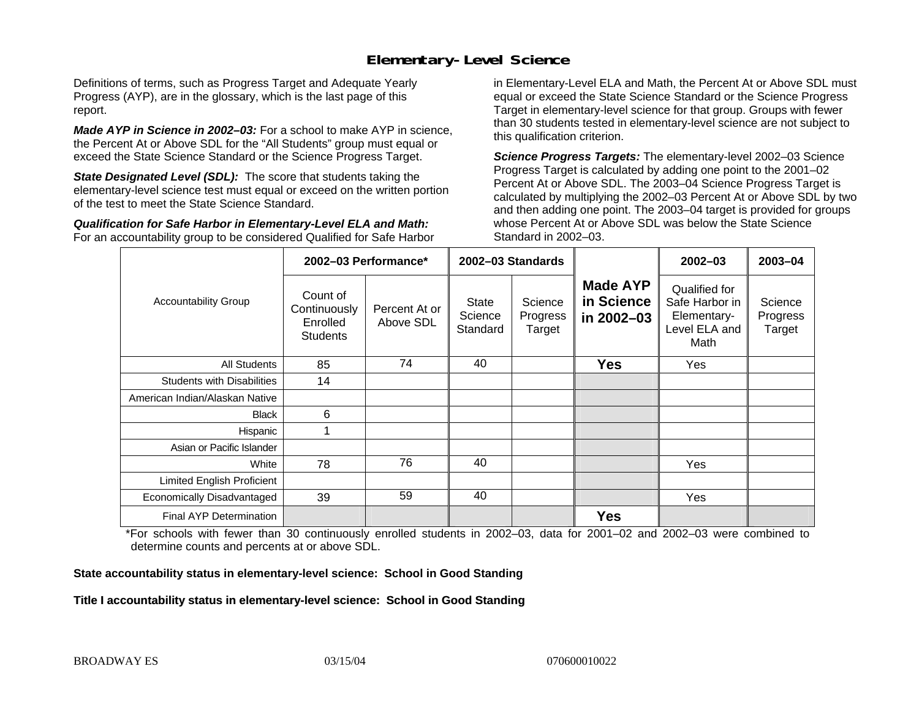# Elementary-Level Science

Definitions of terms, such as Progress Target and Adequate Yearly Progress (AYP), are in the glossary, which is the last page of this report.

***Made AYP in Science in 2002–03:*** For a school to make AYP in science, the Percent At or Above SDL for the "All Students" group must equal or exceed the State Science Standard or the Science Progress Target.

***State Designated Level (SDL):*** The score that students taking the elementary-level science test must equal or exceed on the written portion of the test to meet the State Science Standard.

***Qualification for Safe Harbor in Elementary-Level ELA and Math:*** For an accountability group to be considered Qualified for Safe Harbor in Elementary-Level ELA and Math, the Percent At or Above SDL must equal or exceed the State Science Standard or the Science Progress Target in elementary-level science for that group. Groups with fewer than 30 students tested in elementary-level science are not subject to this qualification criterion.

***Science Progress Targets:*** The elementary-level 2002–03 Science Progress Target is calculated by adding one point to the 2001–02 Percent At or Above SDL. The 2003–04 Science Progress Target is calculated by multiplying the 2002–03 Percent At or Above SDL by two and then adding one point. The 2003–04 target is provided for groups whose Percent At or Above SDL was below the State Science Standard in 2002–03.

| Accountability Group | 2002–03 Performance* | | 2002–03 Standards | | Made AYP in Science in 2002–03 | 2002–03 | 2003–04 |
|---|---|---|---|---|---|---|---|
| | Count of Continuously Enrolled Students | Percent At or Above SDL | State Science Standard | Science Progress Target | | Qualified for Safe Harbor in Elementary-Level ELA and Math | Science Progress Target |
| All Students | 85 | 74 | 40 | | **Yes** | Yes | |
| Students with Disabilities | 14 | | | | | | |
| American Indian/Alaskan Native | | | | | | | |
| Black | 6 | | | | | | |
| Hispanic | 1 | | | | | | |
| Asian or Pacific Islander | | | | | | | |
| White | 78 | 76 | 40 | | | Yes | |
| Limited English Proficient | | | | | | | |
| Economically Disadvantaged | 39 | 59 | 40 | | | Yes | |
| Final AYP Determination | | | | | **Yes** | | |

*For schools with fewer than 30 continuously enrolled students in 2002–03, data for 2001–02 and 2002–03 were combined to determine counts and percents at or above SDL.

**State accountability status in elementary-level science: School in Good Standing**

**Title I accountability status in elementary-level science: School in Good Standing**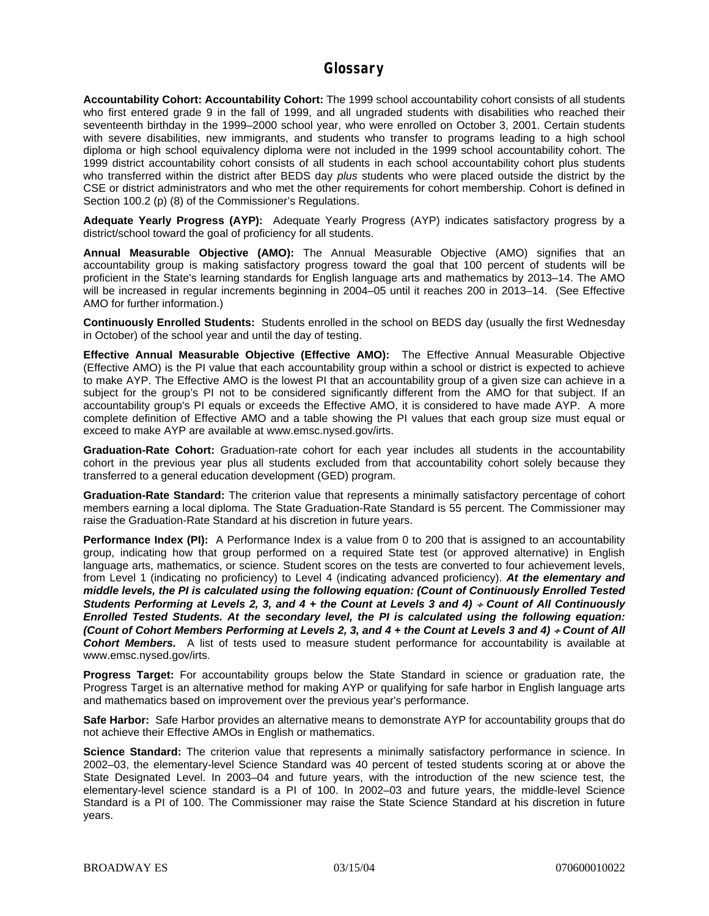# Glossary

**Accountability Cohort: Accountability Cohort:** The 1999 school accountability cohort consists of all students who first entered grade 9 in the fall of 1999, and all ungraded students with disabilities who reached their seventeenth birthday in the 1999–2000 school year, who were enrolled on October 3, 2001. Certain students with severe disabilities, new immigrants, and students who transfer to programs leading to a high school diploma or high school equivalency diploma were not included in the 1999 school accountability cohort. The 1999 district accountability cohort consists of all students in each school accountability cohort plus students who transferred within the district after BEDS day *plus* students who were placed outside the district by the CSE or district administrators and who met the other requirements for cohort membership. Cohort is defined in Section 100.2 (p) (8) of the Commissioner's Regulations.

**Adequate Yearly Progress (AYP):** Adequate Yearly Progress (AYP) indicates satisfactory progress by a district/school toward the goal of proficiency for all students.

**Annual Measurable Objective (AMO):** The Annual Measurable Objective (AMO) signifies that an accountability group is making satisfactory progress toward the goal that 100 percent of students will be proficient in the State's learning standards for English language arts and mathematics by 2013–14. The AMO will be increased in regular increments beginning in 2004–05 until it reaches 200 in 2013–14. (See Effective AMO for further information.)

**Continuously Enrolled Students:** Students enrolled in the school on BEDS day (usually the first Wednesday in October) of the school year and until the day of testing.

**Effective Annual Measurable Objective (Effective AMO):** The Effective Annual Measurable Objective (Effective AMO) is the PI value that each accountability group within a school or district is expected to achieve to make AYP. The Effective AMO is the lowest PI that an accountability group of a given size can achieve in a subject for the group's PI not to be considered significantly different from the AMO for that subject. If an accountability group's PI equals or exceeds the Effective AMO, it is considered to have made AYP. A more complete definition of Effective AMO and a table showing the PI values that each group size must equal or exceed to make AYP are available at www.emsc.nysed.gov/irts.

**Graduation-Rate Cohort:** Graduation-rate cohort for each year includes all students in the accountability cohort in the previous year plus all students excluded from that accountability cohort solely because they transferred to a general education development (GED) program.

**Graduation-Rate Standard:** The criterion value that represents a minimally satisfactory percentage of cohort members earning a local diploma. The State Graduation-Rate Standard is 55 percent. The Commissioner may raise the Graduation-Rate Standard at his discretion in future years.

**Performance Index (PI):** A Performance Index is a value from 0 to 200 that is assigned to an accountability group, indicating how that group performed on a required State test (or approved alternative) in English language arts, mathematics, or science. Student scores on the tests are converted to four achievement levels, from Level 1 (indicating no proficiency) to Level 4 (indicating advanced proficiency). ***At the elementary and middle levels, the PI is calculated using the following equation: (Count of Continuously Enrolled Tested Students Performing at Levels 2, 3, and 4 + the Count at Levels 3 and 4) ÷ Count of All Continuously Enrolled Tested Students. At the secondary level, the PI is calculated using the following equation: (Count of Cohort Members Performing at Levels 2, 3, and 4 + the Count at Levels 3 and 4) ÷ Count of All Cohort Members.*** A list of tests used to measure student performance for accountability is available at www.emsc.nysed.gov/irts.

**Progress Target:** For accountability groups below the State Standard in science or graduation rate, the Progress Target is an alternative method for making AYP or qualifying for safe harbor in English language arts and mathematics based on improvement over the previous year's performance.

**Safe Harbor:** Safe Harbor provides an alternative means to demonstrate AYP for accountability groups that do not achieve their Effective AMOs in English or mathematics.

**Science Standard:** The criterion value that represents a minimally satisfactory performance in science. In 2002–03, the elementary-level Science Standard was 40 percent of tested students scoring at or above the State Designated Level. In 2003–04 and future years, with the introduction of the new science test, the elementary-level science standard is a PI of 100. In 2002–03 and future years, the middle-level Science Standard is a PI of 100. The Commissioner may raise the State Science Standard at his discretion in future years.